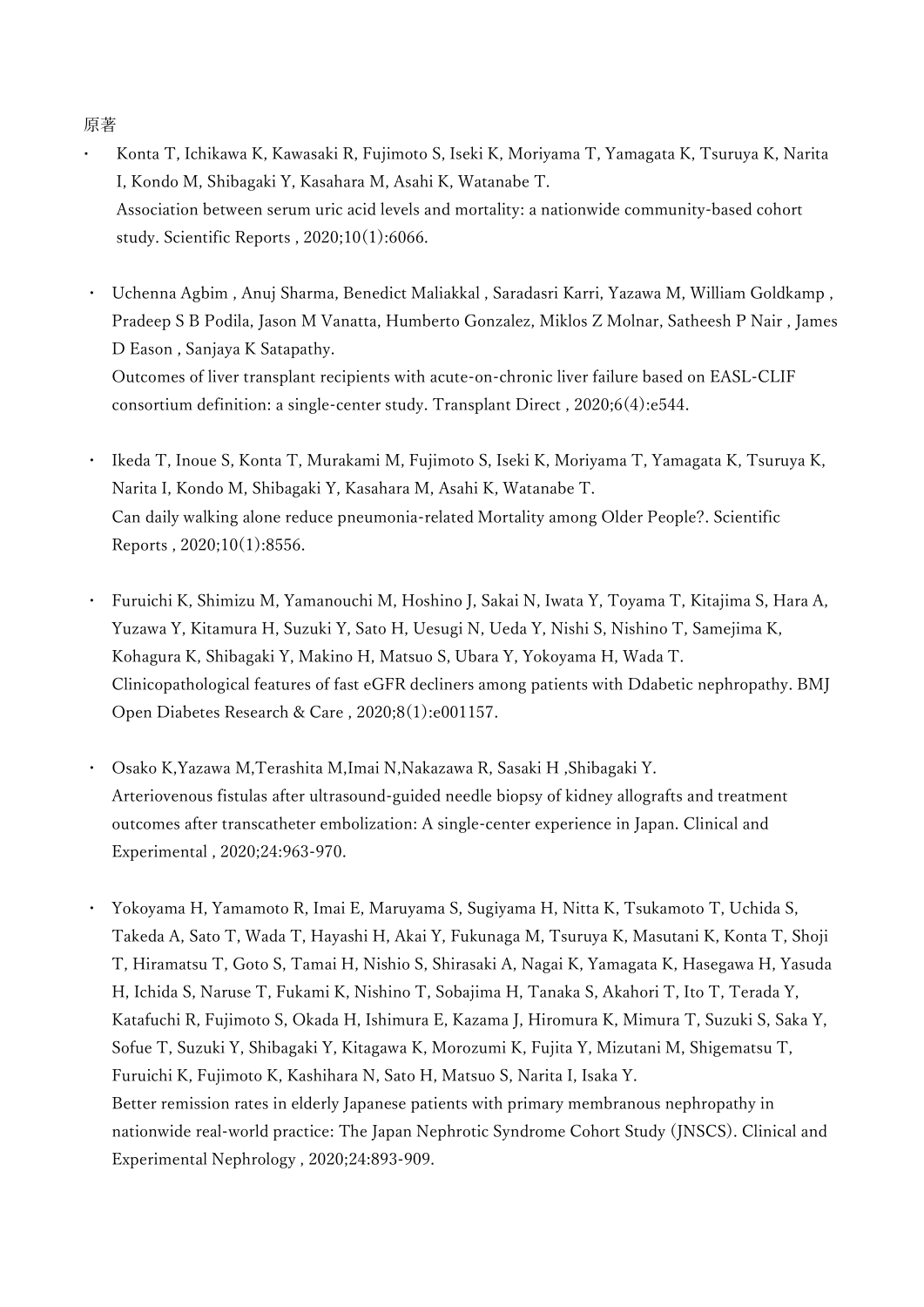原著

- Konta T, Ichikawa K, Kawasaki R, Fujimoto S, Iseki K, Moriyama T, Yamagata K, Tsuruya K, Narita I, Kondo M, Shibagaki Y, Kasahara M, Asahi K, Watanabe T.
  Association between serum uric acid levels and mortality: a nationwide community-based cohort study. Scientific Reports , 2020;10(1):6066.

- Uchenna Agbim , Anuj Sharma, Benedict Maliakkal , Saradasri Karri, Yazawa M, William Goldkamp , Pradeep S B Podila, Jason M Vanatta, Humberto Gonzalez, Miklos Z Molnar, Satheesh P Nair , James D Eason , Sanjaya K Satapathy.
  Outcomes of liver transplant recipients with acute-on-chronic liver failure based on EASL-CLIF consortium definition: a single-center study. Transplant Direct , 2020;6(4):e544.

- Ikeda T, Inoue S, Konta T, Murakami M, Fujimoto S, Iseki K, Moriyama T, Yamagata K, Tsuruya K, Narita I, Kondo M, Shibagaki Y, Kasahara M, Asahi K, Watanabe T.
  Can daily walking alone reduce pneumonia-related Mortality among Older People?. Scientific Reports , 2020;10(1):8556.

- Furuichi K, Shimizu M, Yamanouchi M, Hoshino J, Sakai N, Iwata Y, Toyama T, Kitajima S, Hara A, Yuzawa Y, Kitamura H, Suzuki Y, Sato H, Uesugi N, Ueda Y, Nishi S, Nishino T, Samejima K, Kohagura K, Shibagaki Y, Makino H, Matsuo S, Ubara Y, Yokoyama H, Wada T.
  Clinicopathological features of fast eGFR decliners among patients with Ddabetic nephropathy. BMJ Open Diabetes Research & Care , 2020;8(1):e001157.

- Osako K,Yazawa M,Terashita M,Imai N,Nakazawa R, Sasaki H ,Shibagaki Y.
  Arteriovenous fistulas after ultrasound-guided needle biopsy of kidney allografts and treatment outcomes after transcatheter embolization: A single-center experience in Japan. Clinical and Experimental , 2020;24:963-970.

- Yokoyama H, Yamamoto R, Imai E, Maruyama S, Sugiyama H, Nitta K, Tsukamoto T, Uchida S, Takeda A, Sato T, Wada T, Hayashi H, Akai Y, Fukunaga M, Tsuruya K, Masutani K, Konta T, Shoji T, Hiramatsu T, Goto S, Tamai H, Nishio S, Shirasaki A, Nagai K, Yamagata K, Hasegawa H, Yasuda H, Ichida S, Naruse T, Fukami K, Nishino T, Sobajima H, Tanaka S, Akahori T, Ito T, Terada Y, Katafuchi R, Fujimoto S, Okada H, Ishimura E, Kazama J, Hiromura K, Mimura T, Suzuki S, Saka Y, Sofue T, Suzuki Y, Shibagaki Y, Kitagawa K, Morozumi K, Fujita Y, Mizutani M, Shigematsu T, Furuichi K, Fujimoto K, Kashihara N, Sato H, Matsuo S, Narita I, Isaka Y.
  Better remission rates in elderly Japanese patients with primary membranous nephropathy in nationwide real-world practice: The Japan Nephrotic Syndrome Cohort Study (JNSCS). Clinical and Experimental Nephrology , 2020;24:893-909.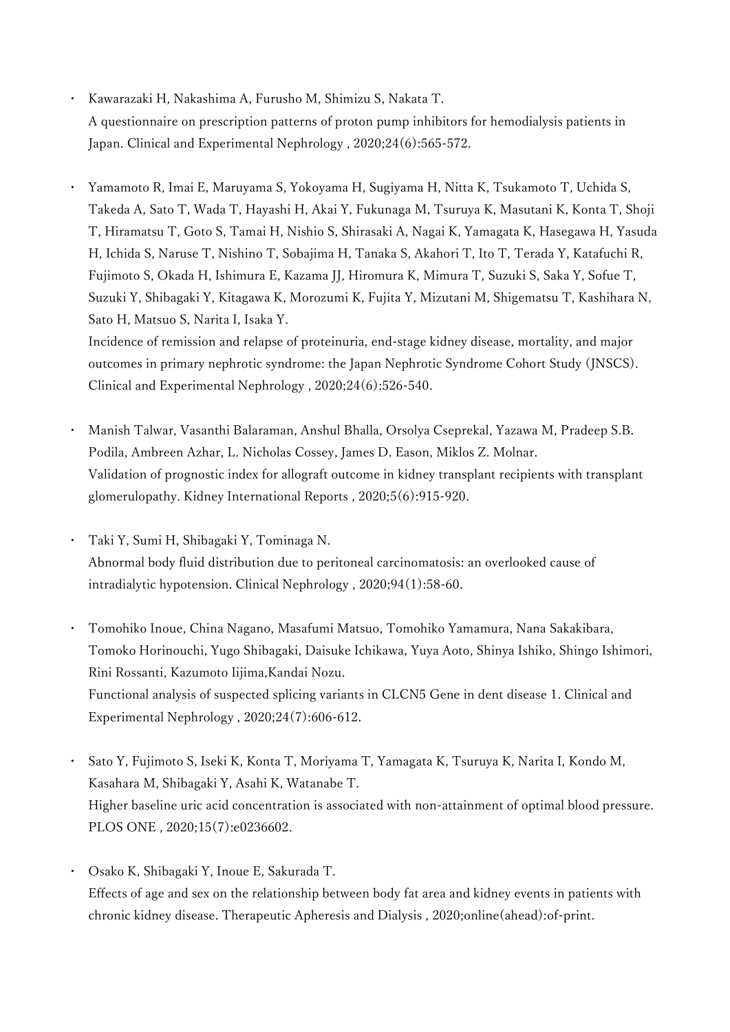- Kawarazaki H, Nakashima A, Furusho M, Shimizu S, Nakata T.
  A questionnaire on prescription patterns of proton pump inhibitors for hemodialysis patients in Japan. Clinical and Experimental Nephrology , 2020;24(6):565-572.

- Yamamoto R, Imai E, Maruyama S, Yokoyama H, Sugiyama H, Nitta K, Tsukamoto T, Uchida S, Takeda A, Sato T, Wada T, Hayashi H, Akai Y, Fukunaga M, Tsuruya K, Masutani K, Konta T, Shoji T, Hiramatsu T, Goto S, Tamai H, Nishio S, Shirasaki A, Nagai K, Yamagata K, Hasegawa H, Yasuda H, Ichida S, Naruse T, Nishino T, Sobajima H, Tanaka S, Akahori T, Ito T, Terada Y, Katafuchi R, Fujimoto S, Okada H, Ishimura E, Kazama JJ, Hiromura K, Mimura T, Suzuki S, Saka Y, Sofue T, Suzuki Y, Shibagaki Y, Kitagawa K, Morozumi K, Fujita Y, Mizutani M, Shigematsu T, Kashihara N, Sato H, Matsuo S, Narita I, Isaka Y.
  Incidence of remission and relapse of proteinuria, end-stage kidney disease, mortality, and major outcomes in primary nephrotic syndrome: the Japan Nephrotic Syndrome Cohort Study (JNSCS). Clinical and Experimental Nephrology , 2020;24(6):526-540.

- Manish Talwar, Vasanthi Balaraman, Anshul Bhalla, Orsolya Cseprekal, Yazawa M, Pradeep S.B. Podila, Ambreen Azhar, L. Nicholas Cossey, James D. Eason, Miklos Z. Molnar.
  Validation of prognostic index for allograft outcome in kidney transplant recipients with transplant glomerulopathy. Kidney International Reports , 2020;5(6):915-920.

- Taki Y, Sumi H, Shibagaki Y, Tominaga N.
  Abnormal body fluid distribution due to peritoneal carcinomatosis: an overlooked cause of intradialytic hypotension. Clinical Nephrology , 2020;94(1):58-60.

- Tomohiko Inoue, China Nagano, Masafumi Matsuo, Tomohiko Yamamura, Nana Sakakibara, Tomoko Horinouchi, Yugo Shibagaki, Daisuke Ichikawa, Yuya Aoto, Shinya Ishiko, Shingo Ishimori, Rini Rossanti, Kazumoto Iijima,Kandai Nozu.
  Functional analysis of suspected splicing variants in CLCN5 Gene in dent disease 1. Clinical and Experimental Nephrology , 2020;24(7):606-612.

- Sato Y, Fujimoto S, Iseki K, Konta T, Moriyama T, Yamagata K, Tsuruya K, Narita I, Kondo M, Kasahara M, Shibagaki Y, Asahi K, Watanabe T.
  Higher baseline uric acid concentration is associated with non-attainment of optimal blood pressure. PLOS ONE , 2020;15(7):e0236602.

- Osako K, Shibagaki Y, Inoue E, Sakurada T.
  Effects of age and sex on the relationship between body fat area and kidney events in patients with chronic kidney disease. Therapeutic Apheresis and Dialysis , 2020;online(ahead):of-print.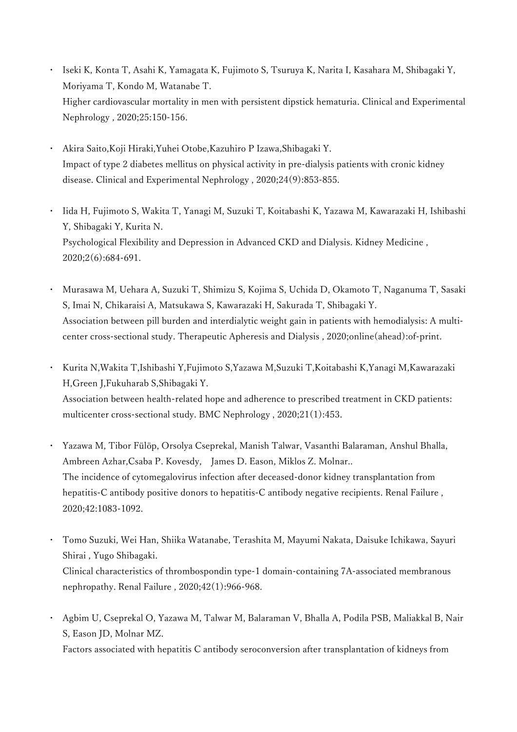- Iseki K, Konta T, Asahi K, Yamagata K, Fujimoto S, Tsuruya K, Narita I, Kasahara M, Shibagaki Y, Moriyama T, Kondo M, Watanabe T.
  Higher cardiovascular mortality in men with persistent dipstick hematuria. Clinical and Experimental Nephrology , 2020;25:150-156.

- Akira Saito,Koji Hiraki,Yuhei Otobe,Kazuhiro P Izawa,Shibagaki Y.
  Impact of type 2 diabetes mellitus on physical activity in pre-dialysis patients with cronic kidney disease. Clinical and Experimental Nephrology , 2020;24(9):853-855.

- Iida H, Fujimoto S, Wakita T, Yanagi M, Suzuki T, Koitabashi K, Yazawa M, Kawarazaki H, Ishibashi Y, Shibagaki Y, Kurita N.
  Psychological Flexibility and Depression in Advanced CKD and Dialysis. Kidney Medicine , 2020;2(6):684-691.

- Murasawa M, Uehara A, Suzuki T, Shimizu S, Kojima S, Uchida D, Okamoto T, Naganuma T, Sasaki S, Imai N, Chikaraisi A, Matsukawa S, Kawarazaki H, Sakurada T, Shibagaki Y.
  Association between pill burden and interdialytic weight gain in patients with hemodialysis: A multi-center cross-sectional study. Therapeutic Apheresis and Dialysis , 2020;online(ahead):of-print.

- Kurita N,Wakita T,Ishibashi Y,Fujimoto S,Yazawa M,Suzuki T,Koitabashi K,Yanagi M,Kawarazaki H,Green J,Fukuharab S,Shibagaki Y.
  Association between health-related hope and adherence to prescribed treatment in CKD patients: multicenter cross-sectional study. BMC Nephrology , 2020;21(1):453.

- Yazawa M, Tibor Fülöp, Orsolya Cseprekal, Manish Talwar, Vasanthi Balaraman, Anshul Bhalla, Ambreen Azhar,Csaba P. Kovesdy,　James D. Eason, Miklos Z. Molnar..
  The incidence of cytomegalovirus infection after deceased-donor kidney transplantation from hepatitis-C antibody positive donors to hepatitis-C antibody negative recipients. Renal Failure , 2020;42:1083-1092.

- Tomo Suzuki, Wei Han, Shiika Watanabe, Terashita M, Mayumi Nakata, Daisuke Ichikawa, Sayuri Shirai , Yugo Shibagaki.
  Clinical characteristics of thrombospondin type-1 domain-containing 7A-associated membranous nephropathy. Renal Failure , 2020;42(1):966-968.

- Agbim U, Cseprekal O, Yazawa M, Talwar M, Balaraman V, Bhalla A, Podila PSB, Maliakkal B, Nair S, Eason JD, Molnar MZ.
  Factors associated with hepatitis C antibody seroconversion after transplantation of kidneys from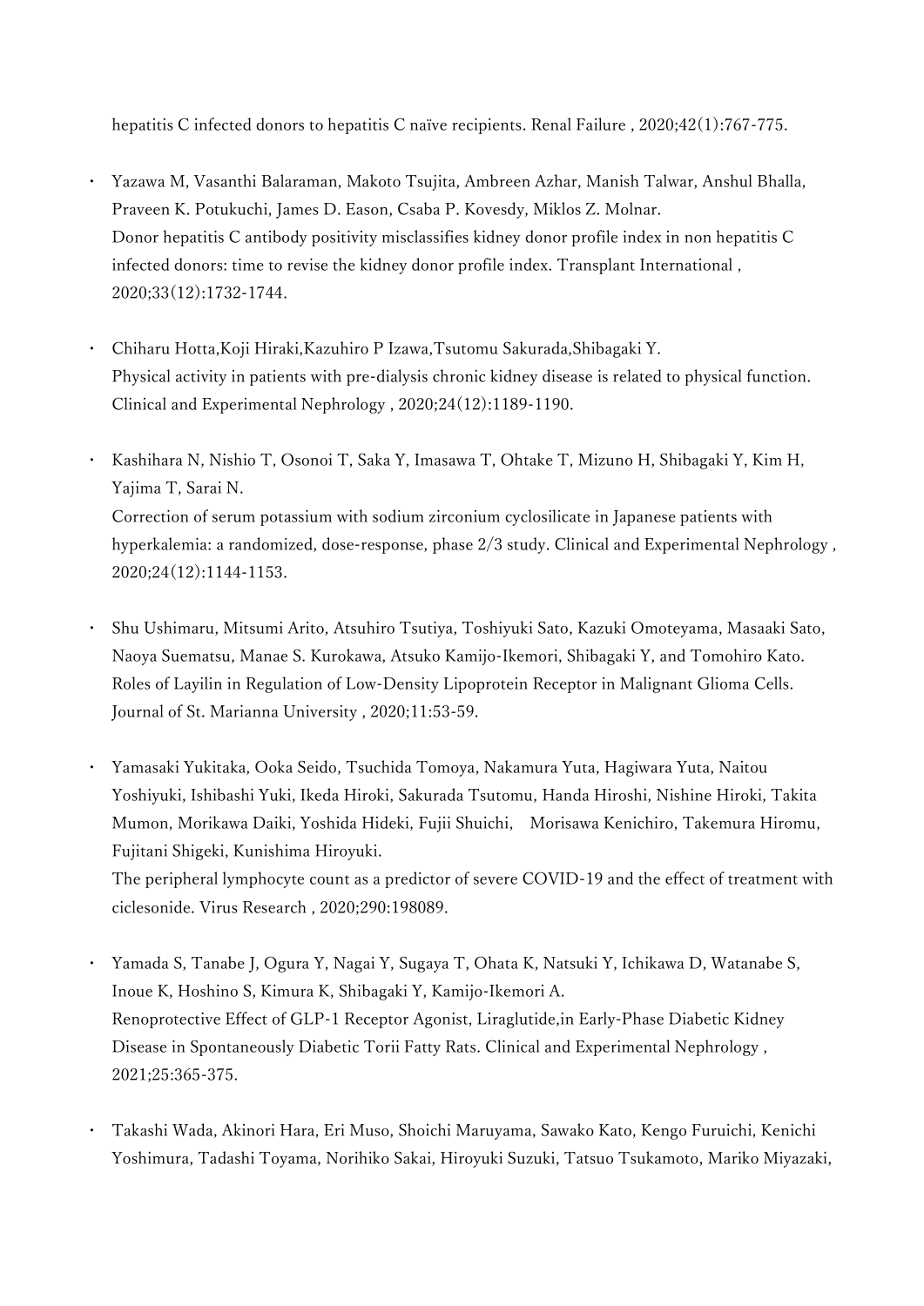hepatitis C infected donors to hepatitis C naïve recipients. Renal Failure , 2020;42(1):767-775.

- Yazawa M, Vasanthi Balaraman, Makoto Tsujita, Ambreen Azhar, Manish Talwar, Anshul Bhalla, Praveen K. Potukuchi, James D. Eason, Csaba P. Kovesdy, Miklos Z. Molnar.
  Donor hepatitis C antibody positivity misclassifies kidney donor profile index in non hepatitis C infected donors: time to revise the kidney donor profile index. Transplant International , 2020;33(12):1732-1744.

- Chiharu Hotta,Koji Hiraki,Kazuhiro P Izawa,Tsutomu Sakurada,Shibagaki Y.
  Physical activity in patients with pre-dialysis chronic kidney disease is related to physical function. Clinical and Experimental Nephrology , 2020;24(12):1189-1190.

- Kashihara N, Nishio T, Osonoi T, Saka Y, Imasawa T, Ohtake T, Mizuno H, Shibagaki Y, Kim H, Yajima T, Sarai N.
  Correction of serum potassium with sodium zirconium cyclosilicate in Japanese patients with hyperkalemia: a randomized, dose-response, phase 2/3 study. Clinical and Experimental Nephrology , 2020;24(12):1144-1153.

- Shu Ushimaru, Mitsumi Arito, Atsuhiro Tsutiya, Toshiyuki Sato, Kazuki Omoteyama, Masaaki Sato, Naoya Suematsu, Manae S. Kurokawa, Atsuko Kamijo-Ikemori, Shibagaki Y, and Tomohiro Kato.
  Roles of Layilin in Regulation of Low-Density Lipoprotein Receptor in Malignant Glioma Cells. Journal of St. Marianna University , 2020;11:53-59.

- Yamasaki Yukitaka, Ooka Seido, Tsuchida Tomoya, Nakamura Yuta, Hagiwara Yuta, Naitou Yoshiyuki, Ishibashi Yuki, Ikeda Hiroki, Sakurada Tsutomu, Handa Hiroshi, Nishine Hiroki, Takita Mumon, Morikawa Daiki, Yoshida Hideki, Fujii Shuichi,　Morisawa Kenichiro, Takemura Hiromu, Fujitani Shigeki, Kunishima Hiroyuki.
  The peripheral lymphocyte count as a predictor of severe COVID-19 and the effect of treatment with ciclesonide. Virus Research , 2020;290:198089.

- Yamada S, Tanabe J, Ogura Y, Nagai Y, Sugaya T, Ohata K, Natsuki Y, Ichikawa D, Watanabe S, Inoue K, Hoshino S, Kimura K, Shibagaki Y, Kamijo-Ikemori A.
  Renoprotective Effect of GLP-1 Receptor Agonist, Liraglutide,in Early-Phase Diabetic Kidney Disease in Spontaneously Diabetic Torii Fatty Rats. Clinical and Experimental Nephrology , 2021;25:365-375.

- Takashi Wada, Akinori Hara, Eri Muso, Shoichi Maruyama, Sawako Kato, Kengo Furuichi, Kenichi Yoshimura, Tadashi Toyama, Norihiko Sakai, Hiroyuki Suzuki, Tatsuo Tsukamoto, Mariko Miyazaki,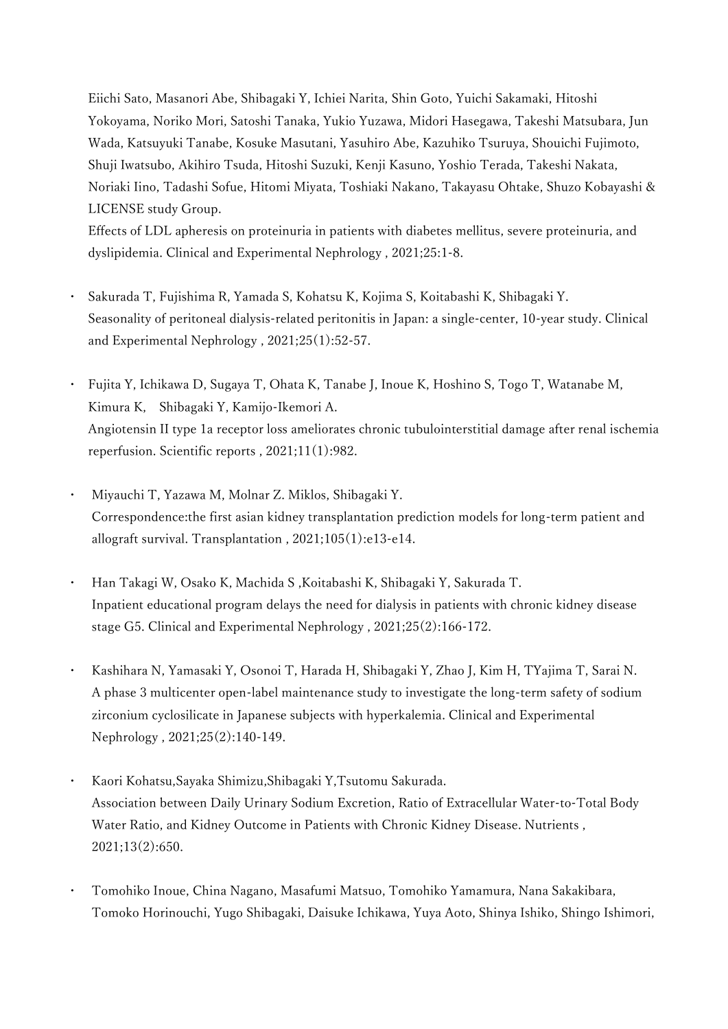Eiichi Sato, Masanori Abe, Shibagaki Y, Ichiei Narita, Shin Goto, Yuichi Sakamaki, Hitoshi Yokoyama, Noriko Mori, Satoshi Tanaka, Yukio Yuzawa, Midori Hasegawa, Takeshi Matsubara, Jun Wada, Katsuyuki Tanabe, Kosuke Masutani, Yasuhiro Abe, Kazuhiko Tsuruya, Shouichi Fujimoto, Shuji Iwatsubo, Akihiro Tsuda, Hitoshi Suzuki, Kenji Kasuno, Yoshio Terada, Takeshi Nakata, Noriaki Iino, Tadashi Sofue, Hitomi Miyata, Toshiaki Nakano, Takayasu Ohtake, Shuzo Kobayashi & LICENSE study Group.
Effects of LDL apheresis on proteinuria in patients with diabetes mellitus, severe proteinuria, and dyslipidemia. Clinical and Experimental Nephrology , 2021;25:1-8.

- Sakurada T, Fujishima R, Yamada S, Kohatsu K, Kojima S, Koitabashi K, Shibagaki Y.
  Seasonality of peritoneal dialysis-related peritonitis in Japan: a single-center, 10-year study. Clinical and Experimental Nephrology , 2021;25(1):52-57.

- Fujita Y, Ichikawa D, Sugaya T, Ohata K, Tanabe J, Inoue K, Hoshino S, Togo T, Watanabe M, Kimura K, Shibagaki Y, Kamijo-Ikemori A.
  Angiotensin II type 1a receptor loss ameliorates chronic tubulointerstitial damage after renal ischemia reperfusion. Scientific reports , 2021;11(1):982.

- Miyauchi T, Yazawa M, Molnar Z. Miklos, Shibagaki Y.
  Correspondence:the first asian kidney transplantation prediction models for long-term patient and allograft survival. Transplantation , 2021;105(1):e13-e14.

- Han Takagi W, Osako K, Machida S ,Koitabashi K, Shibagaki Y, Sakurada T.
  Inpatient educational program delays the need for dialysis in patients with chronic kidney disease stage G5. Clinical and Experimental Nephrology , 2021;25(2):166-172.

- Kashihara N, Yamasaki Y, Osonoi T, Harada H, Shibagaki Y, Zhao J, Kim H, TYajima T, Sarai N.
  A phase 3 multicenter open-label maintenance study to investigate the long-term safety of sodium zirconium cyclosilicate in Japanese subjects with hyperkalemia. Clinical and Experimental Nephrology , 2021;25(2):140-149.

- Kaori Kohatsu,Sayaka Shimizu,Shibagaki Y,Tsutomu Sakurada.
  Association between Daily Urinary Sodium Excretion, Ratio of Extracellular Water-to-Total Body Water Ratio, and Kidney Outcome in Patients with Chronic Kidney Disease. Nutrients , 2021;13(2):650.

- Tomohiko Inoue, China Nagano, Masafumi Matsuo, Tomohiko Yamamura, Nana Sakakibara, Tomoko Horinouchi, Yugo Shibagaki, Daisuke Ichikawa, Yuya Aoto, Shinya Ishiko, Shingo Ishimori,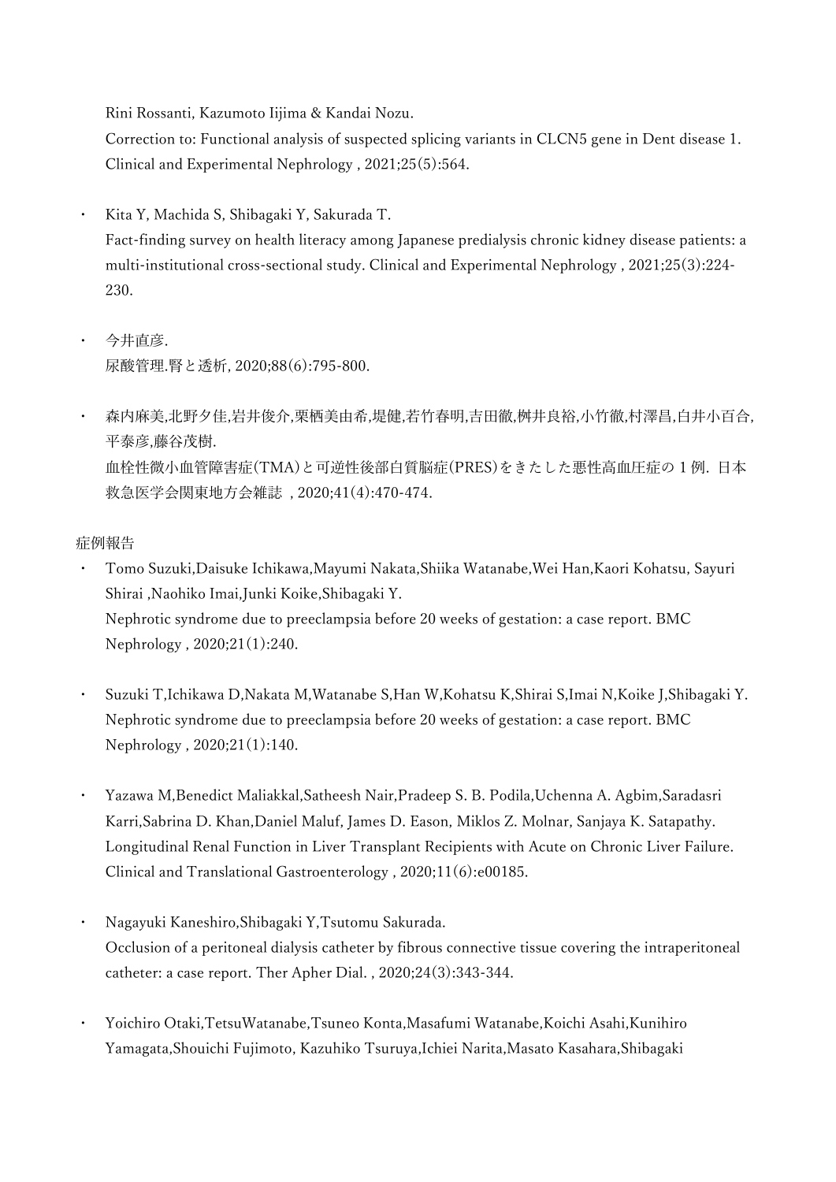Rini Rossanti, Kazumoto Iijima & Kandai Nozu.
Correction to: Functional analysis of suspected splicing variants in CLCN5 gene in Dent disease 1. Clinical and Experimental Nephrology , 2021;25(5):564.

- Kita Y, Machida S, Shibagaki Y, Sakurada T.
  Fact-finding survey on health literacy among Japanese predialysis chronic kidney disease patients: a multi-institutional cross-sectional study. Clinical and Experimental Nephrology , 2021;25(3):224-230.

- 今井直彦.
  尿酸管理.腎と透析, 2020;88(6):795-800.

- 森内麻美,北野夕佳,岩井俊介,栗栖美由希,堤健,若竹春明,吉田徹,桝井良裕,小竹徹,村澤昌,白井小百合,平泰彦,藤谷茂樹.
  血栓性微小血管障害症(TMA)と可逆性後部白質脳症(PRES)をきたした悪性高血圧症の 1 例. 日本救急医学会関東地方会雑誌 , 2020;41(4):470-474.

症例報告

- Tomo Suzuki,Daisuke Ichikawa,Mayumi Nakata,Shiika Watanabe,Wei Han,Kaori Kohatsu, Sayuri Shirai ,Naohiko Imai,Junki Koike,Shibagaki Y.
  Nephrotic syndrome due to preeclampsia before 20 weeks of gestation: a case report. BMC Nephrology , 2020;21(1):240.

- Suzuki T,Ichikawa D,Nakata M,Watanabe S,Han W,Kohatsu K,Shirai S,Imai N,Koike J,Shibagaki Y.
  Nephrotic syndrome due to preeclampsia before 20 weeks of gestation: a case report. BMC Nephrology , 2020;21(1):140.

- Yazawa M,Benedict Maliakkal,Satheesh Nair,Pradeep S. B. Podila,Uchenna A. Agbim,Saradasri Karri,Sabrina D. Khan,Daniel Maluf, James D. Eason, Miklos Z. Molnar, Sanjaya K. Satapathy.
  Longitudinal Renal Function in Liver Transplant Recipients with Acute on Chronic Liver Failure. Clinical and Translational Gastroenterology , 2020;11(6):e00185.

- Nagayuki Kaneshiro,Shibagaki Y,Tsutomu Sakurada.
  Occlusion of a peritoneal dialysis catheter by fibrous connective tissue covering the intraperitoneal catheter: a case report. Ther Apher Dial. , 2020;24(3):343-344.

- Yoichiro Otaki,TetsuWatanabe,Tsuneo Konta,Masafumi Watanabe,Koichi Asahi,Kunihiro Yamagata,Shouichi Fujimoto, Kazuhiko Tsuruya,Ichiei Narita,Masato Kasahara,Shibagaki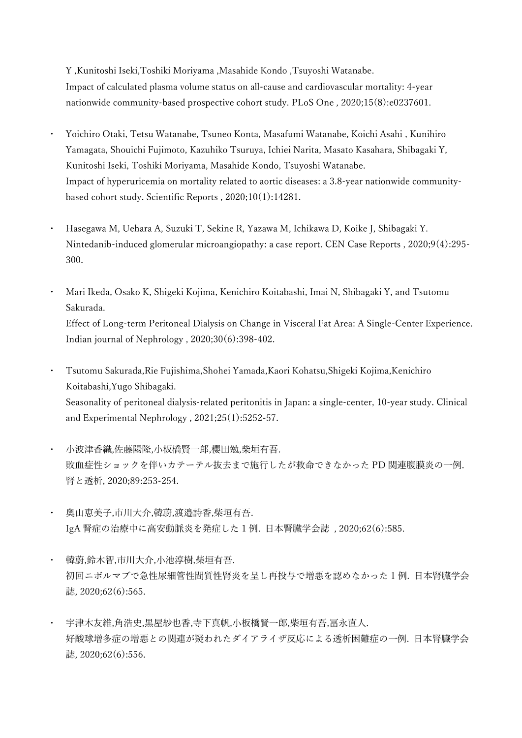Y ,Kunitoshi Iseki,Toshiki Moriyama ,Masahide Kondo ,Tsuyoshi Watanabe.
Impact of calculated plasma volume status on all-cause and cardiovascular mortality: 4-year nationwide community-based prospective cohort study. PLoS One , 2020;15(8):e0237601.

- Yoichiro Otaki, Tetsu Watanabe, Tsuneo Konta, Masafumi Watanabe, Koichi Asahi , Kunihiro Yamagata, Shouichi Fujimoto, Kazuhiko Tsuruya, Ichiei Narita, Masato Kasahara, Shibagaki Y, Kunitoshi Iseki, Toshiki Moriyama, Masahide Kondo, Tsuyoshi Watanabe.
Impact of hyperuricemia on mortality related to aortic diseases: a 3.8-year nationwide community-based cohort study. Scientific Reports , 2020;10(1):14281.

- Hasegawa M, Uehara A, Suzuki T, Sekine R, Yazawa M, Ichikawa D, Koike J, Shibagaki Y.
Nintedanib-induced glomerular microangiopathy: a case report. CEN Case Reports , 2020;9(4):295-300.

- Mari Ikeda, Osako K, Shigeki Kojima, Kenichiro Koitabashi, Imai N, Shibagaki Y, and Tsutomu Sakurada.
Effect of Long-term Peritoneal Dialysis on Change in Visceral Fat Area: A Single-Center Experience. Indian journal of Nephrology , 2020;30(6):398-402.

- Tsutomu Sakurada,Rie Fujishima,Shohei Yamada,Kaori Kohatsu,Shigeki Kojima,Kenichiro Koitabashi,Yugo Shibagaki.
Seasonality of peritoneal dialysis-related peritonitis in Japan: a single-center, 10-year study. Clinical and Experimental Nephrology , 2021;25(1):5252-57.

- 小波津香織,佐藤陽隆,小板橋賢一郎,櫻田勉,柴垣有吾.
敗血症性ショックを伴いカテーテル抜去まで施行したが救命できなかった PD 関連腹膜炎の一例. 腎と透析, 2020;89:253-254.

- 奥山恵美子,市川大介,韓蔚,渡邉詩香,柴垣有吾.
IgA 腎症の治療中に高安動脈炎を発症した 1 例. 日本腎臓学会誌 , 2020;62(6):585.

- 韓蔚,鈴木智,市川大介,小池淳樹,柴垣有吾.
初回ニボルマブで急性尿細管性間質性腎炎を呈し再投与で増悪を認めなかった 1 例. 日本腎臓学会誌, 2020;62(6):565.

- 宇津木友維,角浩史,黒屋紗也香,寺下真帆,小板橋賢一郎,柴垣有吾,冨永直人.
好酸球増多症の増悪との関連が疑われたダイアライザ反応による透析困難症の一例. 日本腎臓学会誌, 2020;62(6):556.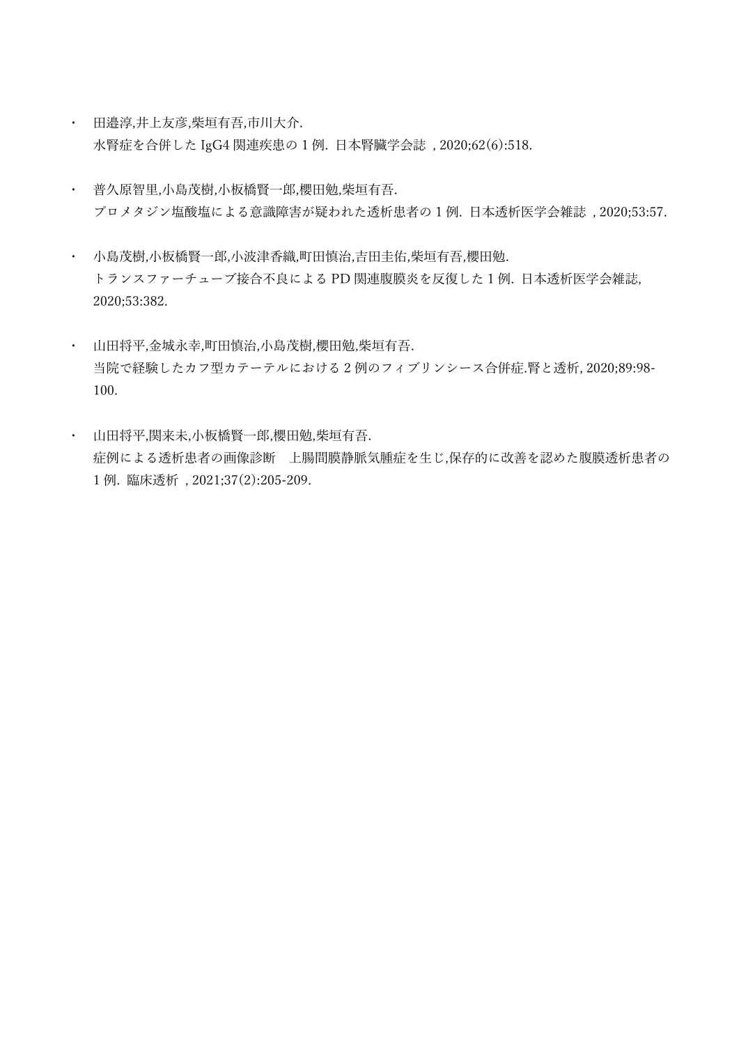- 田邉淳,井上友彦,柴垣有吾,市川大介.
  水腎症を合併した IgG4 関連疾患の 1 例. 日本腎臓学会誌 , 2020;62(6):518.

- 普久原智里,小島茂樹,小板橋賢一郎,櫻田勉,柴垣有吾.
  プロメタジン塩酸塩による意識障害が疑われた透析患者の 1 例. 日本透析医学会雑誌 , 2020;53:57.

- 小島茂樹,小板橋賢一郎,小波津香織,町田慎治,吉田圭佑,柴垣有吾,櫻田勉.
  トランスファーチューブ接合不良による PD 関連腹膜炎を反復した 1 例. 日本透析医学会雑誌, 2020;53:382.

- 山田将平,金城永幸,町田慎治,小島茂樹,櫻田勉,柴垣有吾.
  当院で経験したカフ型カテーテルにおける 2 例のフィブリンシース合併症.腎と透析, 2020;89:98-100.

- 山田将平,関来未,小板橋賢一郎,櫻田勉,柴垣有吾.
  症例による透析患者の画像診断　上腸間膜静脈気腫症を生じ,保存的に改善を認めた腹膜透析患者の 1 例. 臨床透析 , 2021;37(2):205-209.